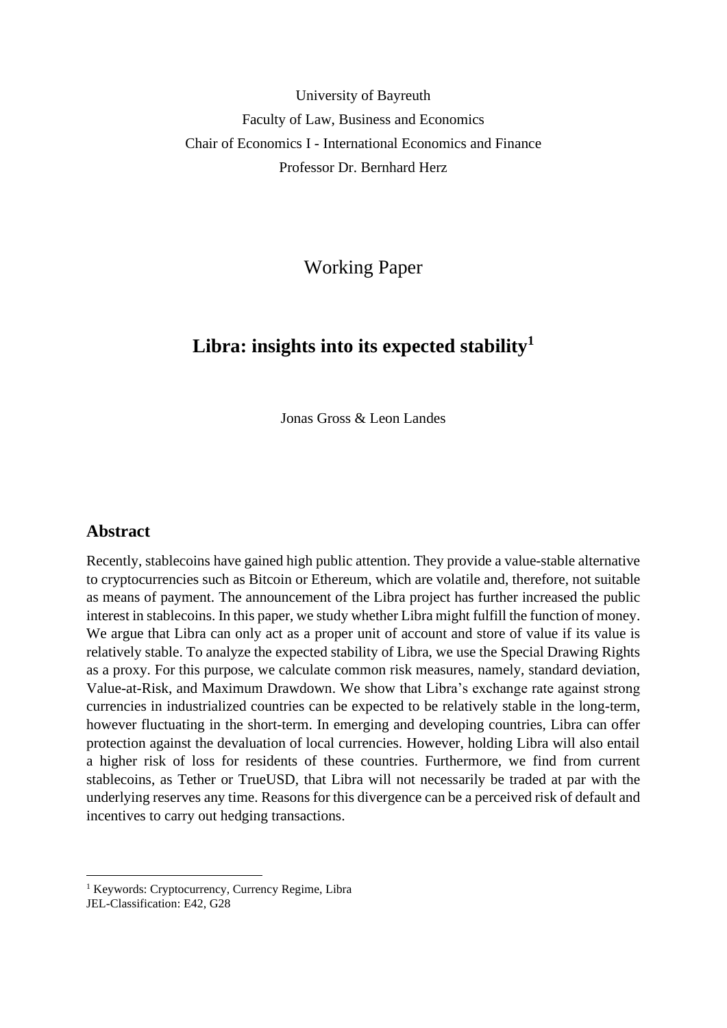University of Bayreuth

Faculty of Law, Business and Economics

Chair of Economics I - International Economics and Finance

Professor Dr. Bernhard Herz

Working Paper

# Libra: insights into its expected stability[1]

Jonas Gross & Leon Landes

## Abstract

Recently, stablecoins have gained high public attention. They provide a value-stable alternative to cryptocurrencies such as Bitcoin or Ethereum, which are volatile and, therefore, not suitable as means of payment. The announcement of the Libra project has further increased the public interest in stablecoins. In this paper, we study whether Libra might fulfill the function of money. We argue that Libra can only act as a proper unit of account and store of value if its value is relatively stable. To analyze the expected stability of Libra, we use the Special Drawing Rights as a proxy. For this purpose, we calculate common risk measures, namely, standard deviation, Value-at-Risk, and Maximum Drawdown. We show that Libra's exchange rate against strong currencies in industrialized countries can be expected to be relatively stable in the long-term, however fluctuating in the short-term. In emerging and developing countries, Libra can offer protection against the devaluation of local currencies. However, holding Libra will also entail a higher risk of loss for residents of these countries. Furthermore, we find from current stablecoins, as Tether or TrueUSD, that Libra will not necessarily be traded at par with the underlying reserves any time. Reasons for this divergence can be a perceived risk of default and incentives to carry out hedging transactions.

---

[1] Keywords: Cryptocurrency, Currency Regime, Libra
JEL-Classification: E42, G28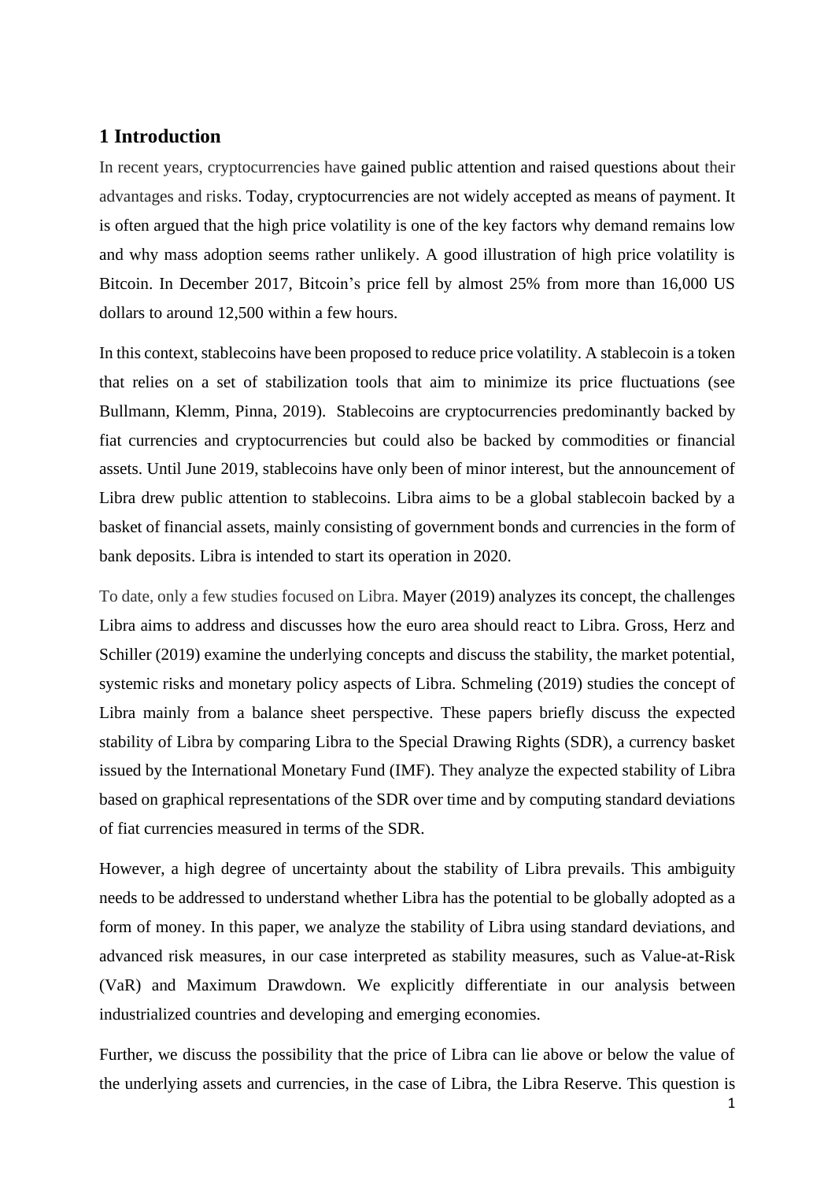## 1 Introduction

In recent years, cryptocurrencies have gained public attention and raised questions about their advantages and risks. Today, cryptocurrencies are not widely accepted as means of payment. It is often argued that the high price volatility is one of the key factors why demand remains low and why mass adoption seems rather unlikely. A good illustration of high price volatility is Bitcoin. In December 2017, Bitcoin's price fell by almost 25% from more than 16,000 US dollars to around 12,500 within a few hours.

In this context, stablecoins have been proposed to reduce price volatility. A stablecoin is a token that relies on a set of stabilization tools that aim to minimize its price fluctuations (see Bullmann, Klemm, Pinna, 2019). Stablecoins are cryptocurrencies predominantly backed by fiat currencies and cryptocurrencies but could also be backed by commodities or financial assets. Until June 2019, stablecoins have only been of minor interest, but the announcement of Libra drew public attention to stablecoins. Libra aims to be a global stablecoin backed by a basket of financial assets, mainly consisting of government bonds and currencies in the form of bank deposits. Libra is intended to start its operation in 2020.

To date, only a few studies focused on Libra. Mayer (2019) analyzes its concept, the challenges Libra aims to address and discusses how the euro area should react to Libra. Gross, Herz and Schiller (2019) examine the underlying concepts and discuss the stability, the market potential, systemic risks and monetary policy aspects of Libra. Schmeling (2019) studies the concept of Libra mainly from a balance sheet perspective. These papers briefly discuss the expected stability of Libra by comparing Libra to the Special Drawing Rights (SDR), a currency basket issued by the International Monetary Fund (IMF). They analyze the expected stability of Libra based on graphical representations of the SDR over time and by computing standard deviations of fiat currencies measured in terms of the SDR.

However, a high degree of uncertainty about the stability of Libra prevails. This ambiguity needs to be addressed to understand whether Libra has the potential to be globally adopted as a form of money. In this paper, we analyze the stability of Libra using standard deviations, and advanced risk measures, in our case interpreted as stability measures, such as Value-at-Risk (VaR) and Maximum Drawdown. We explicitly differentiate in our analysis between industrialized countries and developing and emerging economies.

Further, we discuss the possibility that the price of Libra can lie above or below the value of the underlying assets and currencies, in the case of Libra, the Libra Reserve. This question is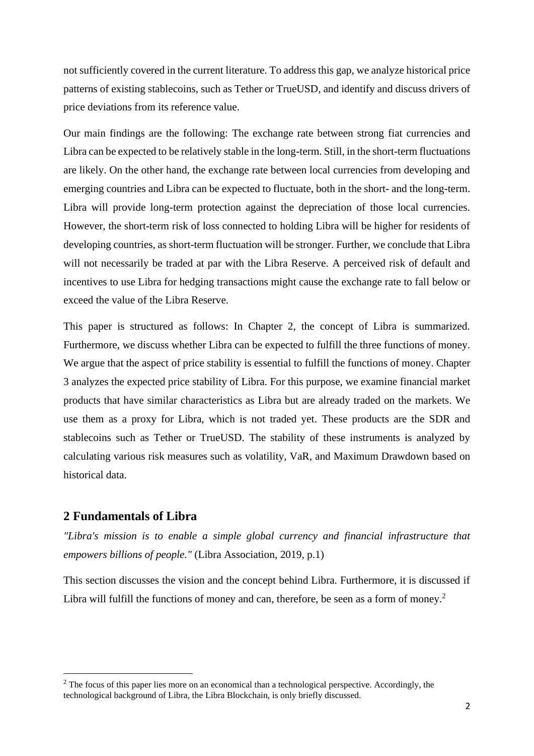not sufficiently covered in the current literature. To address this gap, we analyze historical price patterns of existing stablecoins, such as Tether or TrueUSD, and identify and discuss drivers of price deviations from its reference value.

Our main findings are the following: The exchange rate between strong fiat currencies and Libra can be expected to be relatively stable in the long-term. Still, in the short-term fluctuations are likely. On the other hand, the exchange rate between local currencies from developing and emerging countries and Libra can be expected to fluctuate, both in the short- and the long-term. Libra will provide long-term protection against the depreciation of those local currencies. However, the short-term risk of loss connected to holding Libra will be higher for residents of developing countries, as short-term fluctuation will be stronger. Further, we conclude that Libra will not necessarily be traded at par with the Libra Reserve. A perceived risk of default and incentives to use Libra for hedging transactions might cause the exchange rate to fall below or exceed the value of the Libra Reserve.

This paper is structured as follows: In Chapter 2, the concept of Libra is summarized. Furthermore, we discuss whether Libra can be expected to fulfill the three functions of money. We argue that the aspect of price stability is essential to fulfill the functions of money. Chapter 3 analyzes the expected price stability of Libra. For this purpose, we examine financial market products that have similar characteristics as Libra but are already traded on the markets. We use them as a proxy for Libra, which is not traded yet. These products are the SDR and stablecoins such as Tether or TrueUSD. The stability of these instruments is analyzed by calculating various risk measures such as volatility, VaR, and Maximum Drawdown based on historical data.

## 2 Fundamentals of Libra

*"Libra's mission is to enable a simple global currency and financial infrastructure that empowers billions of people."* (Libra Association, 2019, p.1)

This section discusses the vision and the concept behind Libra. Furthermore, it is discussed if Libra will fulfill the functions of money and can, therefore, be seen as a form of money.[2]

[2] The focus of this paper lies more on an economical than a technological perspective. Accordingly, the technological background of Libra, the Libra Blockchain, is only briefly discussed.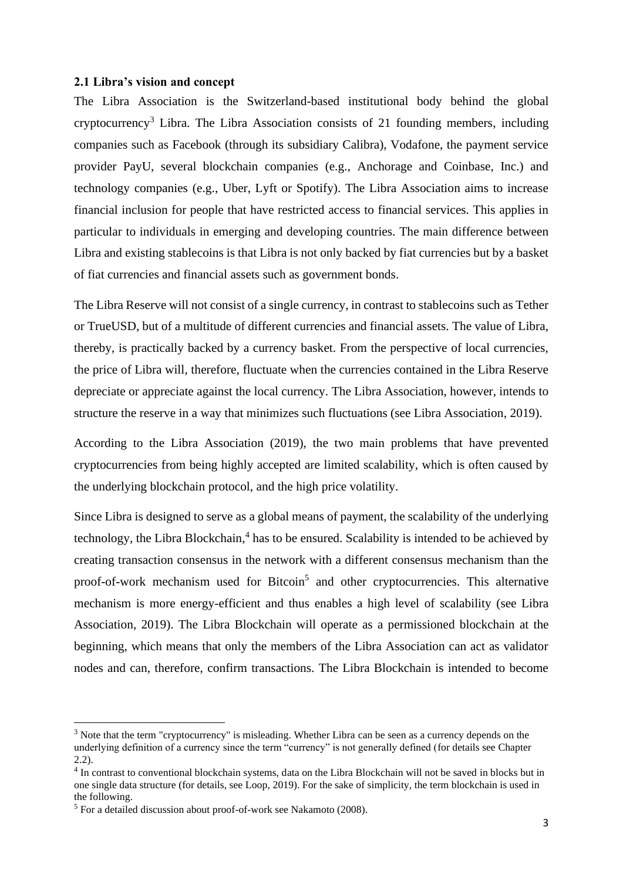### 2.1 Libra's vision and concept

The Libra Association is the Switzerland-based institutional body behind the global cryptocurrency[3] Libra. The Libra Association consists of 21 founding members, including companies such as Facebook (through its subsidiary Calibra), Vodafone, the payment service provider PayU, several blockchain companies (e.g., Anchorage and Coinbase, Inc.) and technology companies (e.g., Uber, Lyft or Spotify). The Libra Association aims to increase financial inclusion for people that have restricted access to financial services. This applies in particular to individuals in emerging and developing countries. The main difference between Libra and existing stablecoins is that Libra is not only backed by fiat currencies but by a basket of fiat currencies and financial assets such as government bonds.

The Libra Reserve will not consist of a single currency, in contrast to stablecoins such as Tether or TrueUSD, but of a multitude of different currencies and financial assets. The value of Libra, thereby, is practically backed by a currency basket. From the perspective of local currencies, the price of Libra will, therefore, fluctuate when the currencies contained in the Libra Reserve depreciate or appreciate against the local currency. The Libra Association, however, intends to structure the reserve in a way that minimizes such fluctuations (see Libra Association, 2019).

According to the Libra Association (2019), the two main problems that have prevented cryptocurrencies from being highly accepted are limited scalability, which is often caused by the underlying blockchain protocol, and the high price volatility.

Since Libra is designed to serve as a global means of payment, the scalability of the underlying technology, the Libra Blockchain,[4] has to be ensured. Scalability is intended to be achieved by creating transaction consensus in the network with a different consensus mechanism than the proof-of-work mechanism used for Bitcoin[5] and other cryptocurrencies. This alternative mechanism is more energy-efficient and thus enables a high level of scalability (see Libra Association, 2019). The Libra Blockchain will operate as a permissioned blockchain at the beginning, which means that only the members of the Libra Association can act as validator nodes and can, therefore, confirm transactions. The Libra Blockchain is intended to become

---

[3] Note that the term "cryptocurrency" is misleading. Whether Libra can be seen as a currency depends on the underlying definition of a currency since the term "currency" is not generally defined (for details see Chapter 2.2).

[4] In contrast to conventional blockchain systems, data on the Libra Blockchain will not be saved in blocks but in one single data structure (for details, see Loop, 2019). For the sake of simplicity, the term blockchain is used in the following.

[5] For a detailed discussion about proof-of-work see Nakamoto (2008).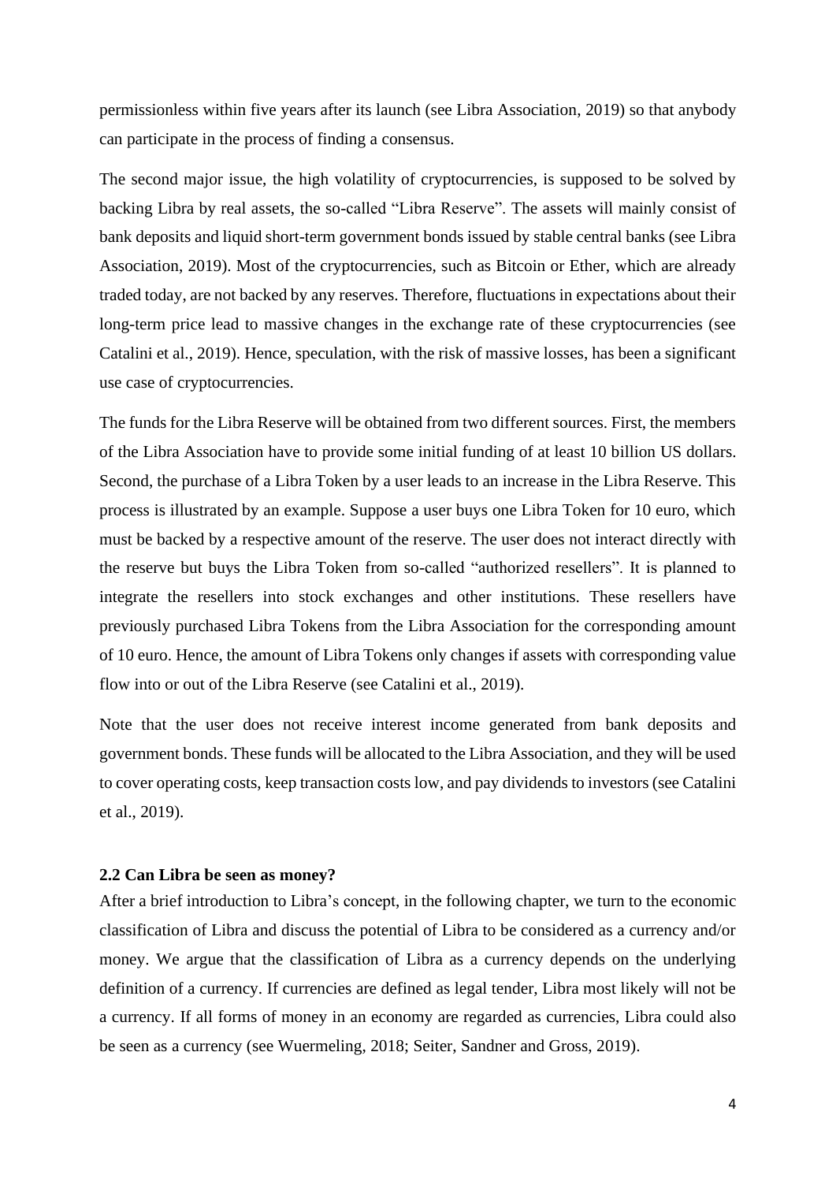permissionless within five years after its launch (see Libra Association, 2019) so that anybody can participate in the process of finding a consensus.

The second major issue, the high volatility of cryptocurrencies, is supposed to be solved by backing Libra by real assets, the so-called "Libra Reserve". The assets will mainly consist of bank deposits and liquid short-term government bonds issued by stable central banks (see Libra Association, 2019). Most of the cryptocurrencies, such as Bitcoin or Ether, which are already traded today, are not backed by any reserves. Therefore, fluctuations in expectations about their long-term price lead to massive changes in the exchange rate of these cryptocurrencies (see Catalini et al., 2019). Hence, speculation, with the risk of massive losses, has been a significant use case of cryptocurrencies.

The funds for the Libra Reserve will be obtained from two different sources. First, the members of the Libra Association have to provide some initial funding of at least 10 billion US dollars. Second, the purchase of a Libra Token by a user leads to an increase in the Libra Reserve. This process is illustrated by an example. Suppose a user buys one Libra Token for 10 euro, which must be backed by a respective amount of the reserve. The user does not interact directly with the reserve but buys the Libra Token from so-called "authorized resellers". It is planned to integrate the resellers into stock exchanges and other institutions. These resellers have previously purchased Libra Tokens from the Libra Association for the corresponding amount of 10 euro. Hence, the amount of Libra Tokens only changes if assets with corresponding value flow into or out of the Libra Reserve (see Catalini et al., 2019).

Note that the user does not receive interest income generated from bank deposits and government bonds. These funds will be allocated to the Libra Association, and they will be used to cover operating costs, keep transaction costs low, and pay dividends to investors (see Catalini et al., 2019).

### 2.2 Can Libra be seen as money?

After a brief introduction to Libra's concept, in the following chapter, we turn to the economic classification of Libra and discuss the potential of Libra to be considered as a currency and/or money. We argue that the classification of Libra as a currency depends on the underlying definition of a currency. If currencies are defined as legal tender, Libra most likely will not be a currency. If all forms of money in an economy are regarded as currencies, Libra could also be seen as a currency (see Wuermeling, 2018; Seiter, Sandner and Gross, 2019).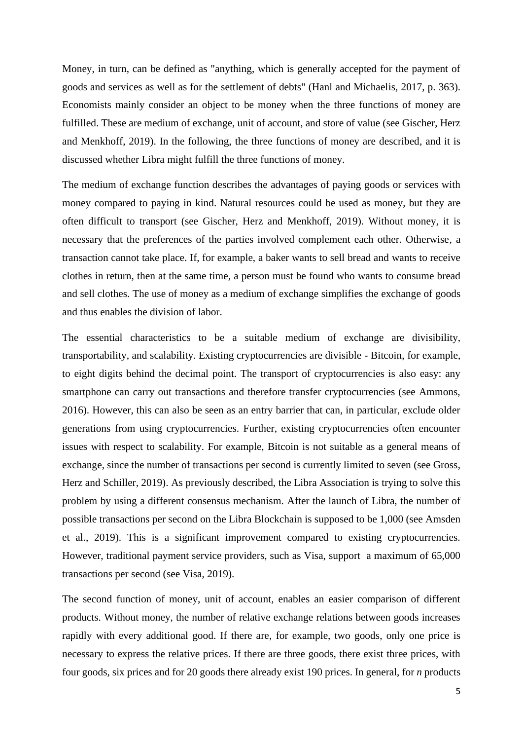Money, in turn, can be defined as "anything, which is generally accepted for the payment of goods and services as well as for the settlement of debts" (Hanl and Michaelis, 2017, p. 363). Economists mainly consider an object to be money when the three functions of money are fulfilled. These are medium of exchange, unit of account, and store of value (see Gischer, Herz and Menkhoff, 2019). In the following, the three functions of money are described, and it is discussed whether Libra might fulfill the three functions of money.

The medium of exchange function describes the advantages of paying goods or services with money compared to paying in kind. Natural resources could be used as money, but they are often difficult to transport (see Gischer, Herz and Menkhoff, 2019). Without money, it is necessary that the preferences of the parties involved complement each other. Otherwise, a transaction cannot take place. If, for example, a baker wants to sell bread and wants to receive clothes in return, then at the same time, a person must be found who wants to consume bread and sell clothes. The use of money as a medium of exchange simplifies the exchange of goods and thus enables the division of labor.

The essential characteristics to be a suitable medium of exchange are divisibility, transportability, and scalability. Existing cryptocurrencies are divisible - Bitcoin, for example, to eight digits behind the decimal point. The transport of cryptocurrencies is also easy: any smartphone can carry out transactions and therefore transfer cryptocurrencies (see Ammons, 2016). However, this can also be seen as an entry barrier that can, in particular, exclude older generations from using cryptocurrencies. Further, existing cryptocurrencies often encounter issues with respect to scalability. For example, Bitcoin is not suitable as a general means of exchange, since the number of transactions per second is currently limited to seven (see Gross, Herz and Schiller, 2019). As previously described, the Libra Association is trying to solve this problem by using a different consensus mechanism. After the launch of Libra, the number of possible transactions per second on the Libra Blockchain is supposed to be 1,000 (see Amsden et al., 2019). This is a significant improvement compared to existing cryptocurrencies. However, traditional payment service providers, such as Visa, support a maximum of 65,000 transactions per second (see Visa, 2019).

The second function of money, unit of account, enables an easier comparison of different products. Without money, the number of relative exchange relations between goods increases rapidly with every additional good. If there are, for example, two goods, only one price is necessary to express the relative prices. If there are three goods, there exist three prices, with four goods, six prices and for 20 goods there already exist 190 prices. In general, for $n$ products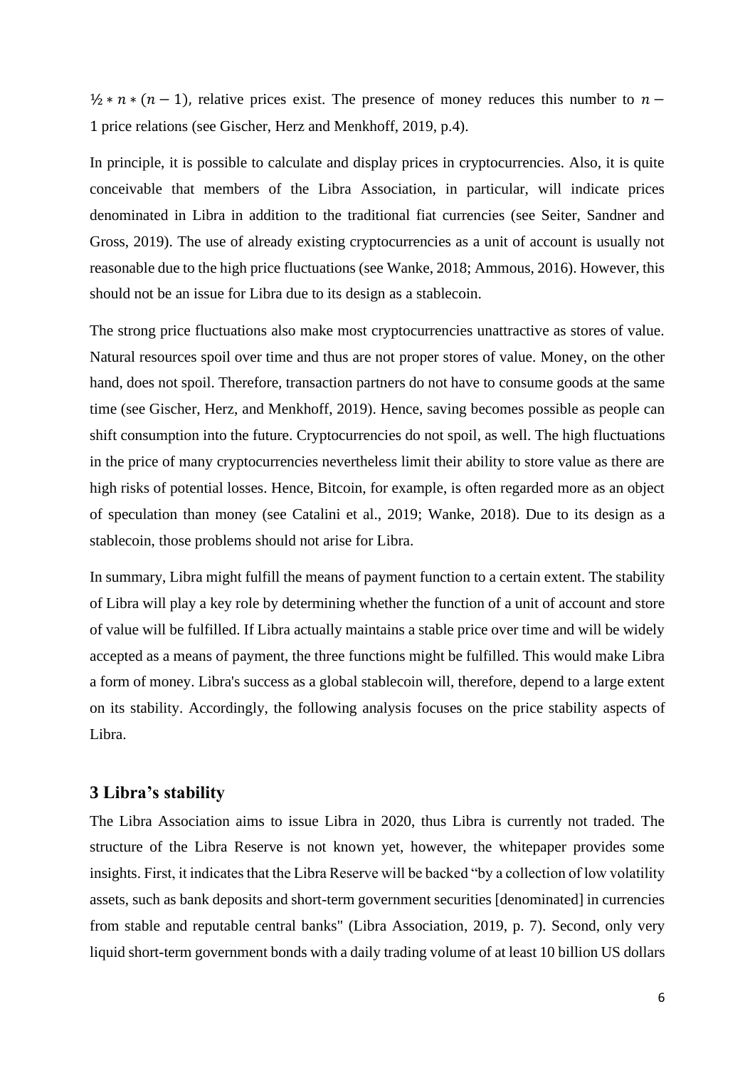$½ * n * (n-1)$, relative prices exist. The presence of money reduces this number to $n - 1$ price relations (see Gischer, Herz and Menkhoff, 2019, p.4).

In principle, it is possible to calculate and display prices in cryptocurrencies. Also, it is quite conceivable that members of the Libra Association, in particular, will indicate prices denominated in Libra in addition to the traditional fiat currencies (see Seiter, Sandner and Gross, 2019). The use of already existing cryptocurrencies as a unit of account is usually not reasonable due to the high price fluctuations (see Wanke, 2018; Ammous, 2016). However, this should not be an issue for Libra due to its design as a stablecoin.

The strong price fluctuations also make most cryptocurrencies unattractive as stores of value. Natural resources spoil over time and thus are not proper stores of value. Money, on the other hand, does not spoil. Therefore, transaction partners do not have to consume goods at the same time (see Gischer, Herz, and Menkhoff, 2019). Hence, saving becomes possible as people can shift consumption into the future. Cryptocurrencies do not spoil, as well. The high fluctuations in the price of many cryptocurrencies nevertheless limit their ability to store value as there are high risks of potential losses. Hence, Bitcoin, for example, is often regarded more as an object of speculation than money (see Catalini et al., 2019; Wanke, 2018). Due to its design as a stablecoin, those problems should not arise for Libra.

In summary, Libra might fulfill the means of payment function to a certain extent. The stability of Libra will play a key role by determining whether the function of a unit of account and store of value will be fulfilled. If Libra actually maintains a stable price over time and will be widely accepted as a means of payment, the three functions might be fulfilled. This would make Libra a form of money. Libra's success as a global stablecoin will, therefore, depend to a large extent on its stability. Accordingly, the following analysis focuses on the price stability aspects of Libra.

## 3 Libra's stability

The Libra Association aims to issue Libra in 2020, thus Libra is currently not traded. The structure of the Libra Reserve is not known yet, however, the whitepaper provides some insights. First, it indicates that the Libra Reserve will be backed "by a collection of low volatility assets, such as bank deposits and short-term government securities [denominated] in currencies from stable and reputable central banks" (Libra Association, 2019, p. 7). Second, only very liquid short-term government bonds with a daily trading volume of at least 10 billion US dollars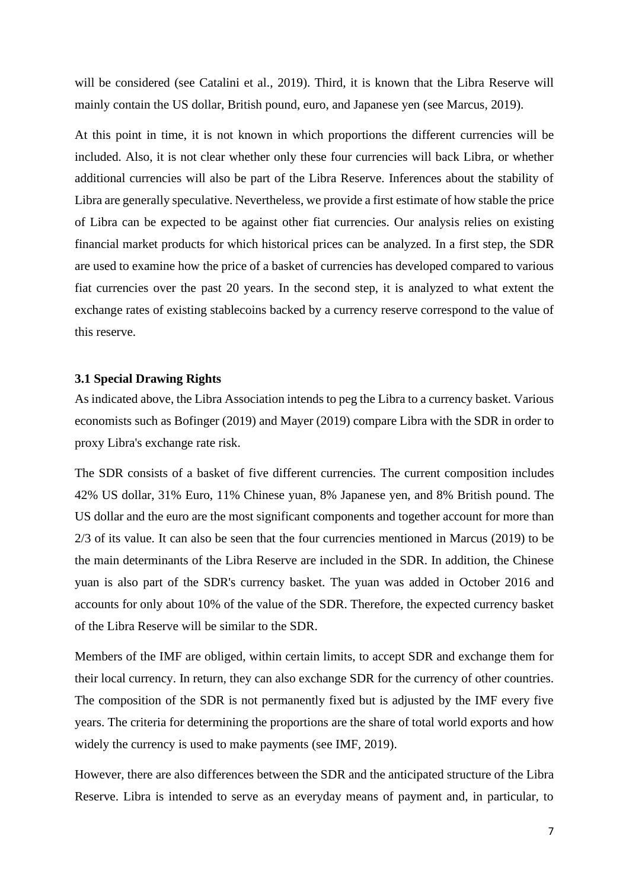will be considered (see Catalini et al., 2019). Third, it is known that the Libra Reserve will mainly contain the US dollar, British pound, euro, and Japanese yen (see Marcus, 2019).

At this point in time, it is not known in which proportions the different currencies will be included. Also, it is not clear whether only these four currencies will back Libra, or whether additional currencies will also be part of the Libra Reserve. Inferences about the stability of Libra are generally speculative. Nevertheless, we provide a first estimate of how stable the price of Libra can be expected to be against other fiat currencies. Our analysis relies on existing financial market products for which historical prices can be analyzed. In a first step, the SDR are used to examine how the price of a basket of currencies has developed compared to various fiat currencies over the past 20 years. In the second step, it is analyzed to what extent the exchange rates of existing stablecoins backed by a currency reserve correspond to the value of this reserve.

### 3.1 Special Drawing Rights

As indicated above, the Libra Association intends to peg the Libra to a currency basket. Various economists such as Bofinger (2019) and Mayer (2019) compare Libra with the SDR in order to proxy Libra's exchange rate risk.

The SDR consists of a basket of five different currencies. The current composition includes 42% US dollar, 31% Euro, 11% Chinese yuan, 8% Japanese yen, and 8% British pound. The US dollar and the euro are the most significant components and together account for more than 2/3 of its value. It can also be seen that the four currencies mentioned in Marcus (2019) to be the main determinants of the Libra Reserve are included in the SDR. In addition, the Chinese yuan is also part of the SDR's currency basket. The yuan was added in October 2016 and accounts for only about 10% of the value of the SDR. Therefore, the expected currency basket of the Libra Reserve will be similar to the SDR.

Members of the IMF are obliged, within certain limits, to accept SDR and exchange them for their local currency. In return, they can also exchange SDR for the currency of other countries. The composition of the SDR is not permanently fixed but is adjusted by the IMF every five years. The criteria for determining the proportions are the share of total world exports and how widely the currency is used to make payments (see IMF, 2019).

However, there are also differences between the SDR and the anticipated structure of the Libra Reserve. Libra is intended to serve as an everyday means of payment and, in particular, to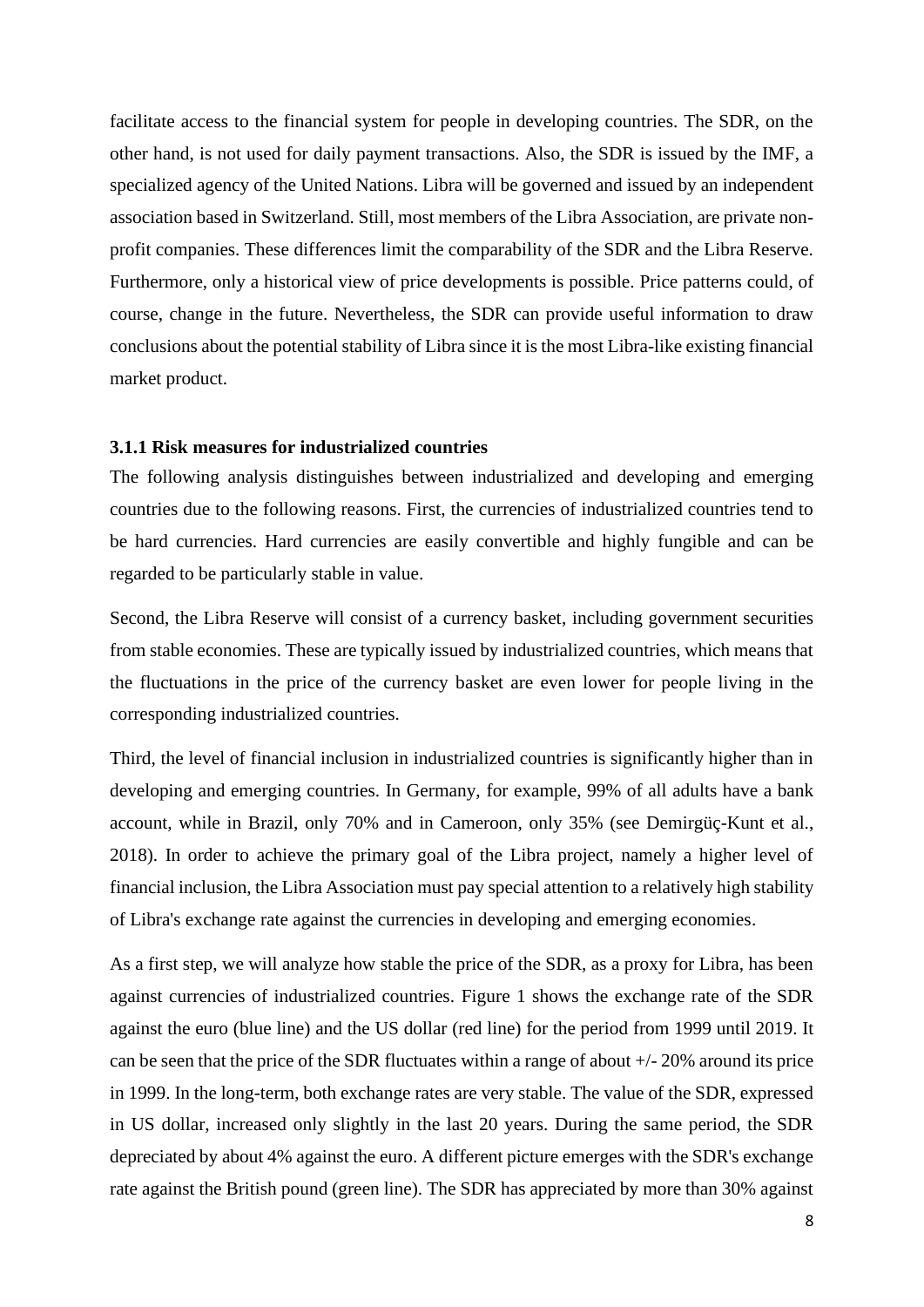facilitate access to the financial system for people in developing countries. The SDR, on the other hand, is not used for daily payment transactions. Also, the SDR is issued by the IMF, a specialized agency of the United Nations. Libra will be governed and issued by an independent association based in Switzerland. Still, most members of the Libra Association, are private non-profit companies. These differences limit the comparability of the SDR and the Libra Reserve. Furthermore, only a historical view of price developments is possible. Price patterns could, of course, change in the future. Nevertheless, the SDR can provide useful information to draw conclusions about the potential stability of Libra since it is the most Libra-like existing financial market product.

### 3.1.1 Risk measures for industrialized countries

The following analysis distinguishes between industrialized and developing and emerging countries due to the following reasons. First, the currencies of industrialized countries tend to be hard currencies. Hard currencies are easily convertible and highly fungible and can be regarded to be particularly stable in value.

Second, the Libra Reserve will consist of a currency basket, including government securities from stable economies. These are typically issued by industrialized countries, which means that the fluctuations in the price of the currency basket are even lower for people living in the corresponding industrialized countries.

Third, the level of financial inclusion in industrialized countries is significantly higher than in developing and emerging countries. In Germany, for example, 99% of all adults have a bank account, while in Brazil, only 70% and in Cameroon, only 35% (see Demirgüç-Kunt et al., 2018). In order to achieve the primary goal of the Libra project, namely a higher level of financial inclusion, the Libra Association must pay special attention to a relatively high stability of Libra's exchange rate against the currencies in developing and emerging economies.

As a first step, we will analyze how stable the price of the SDR, as a proxy for Libra, has been against currencies of industrialized countries. Figure 1 shows the exchange rate of the SDR against the euro (blue line) and the US dollar (red line) for the period from 1999 until 2019. It can be seen that the price of the SDR fluctuates within a range of about +/- 20% around its price in 1999. In the long-term, both exchange rates are very stable. The value of the SDR, expressed in US dollar, increased only slightly in the last 20 years. During the same period, the SDR depreciated by about 4% against the euro. A different picture emerges with the SDR's exchange rate against the British pound (green line). The SDR has appreciated by more than 30% against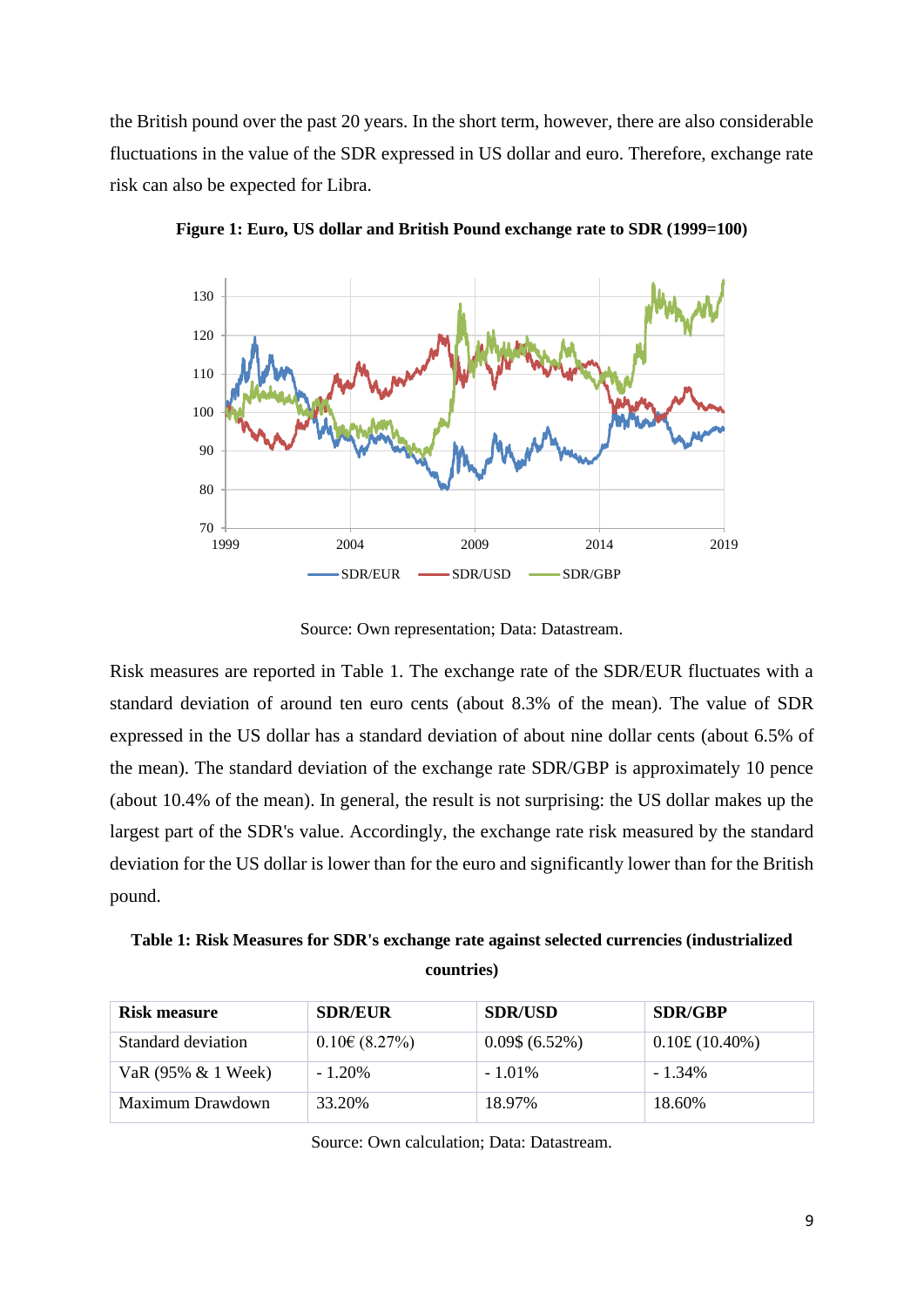the British pound over the past 20 years. In the short term, however, there are also considerable fluctuations in the value of the SDR expressed in US dollar and euro. Therefore, exchange rate risk can also be expected for Libra.

**Figure 1: Euro, US dollar and British Pound exchange rate to SDR (1999=100)**

Source: Own representation; Data: Datastream.

Risk measures are reported in Table 1. The exchange rate of the SDR/EUR fluctuates with a standard deviation of around ten euro cents (about 8.3% of the mean). The value of SDR expressed in the US dollar has a standard deviation of about nine dollar cents (about 6.5% of the mean). The standard deviation of the exchange rate SDR/GBP is approximately 10 pence (about 10.4% of the mean). In general, the result is not surprising: the US dollar makes up the largest part of the SDR's value. Accordingly, the exchange rate risk measured by the standard deviation for the US dollar is lower than for the euro and significantly lower than for the British pound.

**Table 1: Risk Measures for SDR's exchange rate against selected currencies (industrialized countries)**

| Risk measure | SDR/EUR | SDR/USD | SDR/GBP |
| --- | --- | --- | --- |
| Standard deviation | 0.10€ (8.27%) | 0.09$ (6.52%) | 0.10£ (10.40%) |
| VaR (95% & 1 Week) | - 1.20% | - 1.01% | - 1.34% |
| Maximum Drawdown | 33.20% | 18.97% | 18.60% |

Source: Own calculation; Data: Datastream.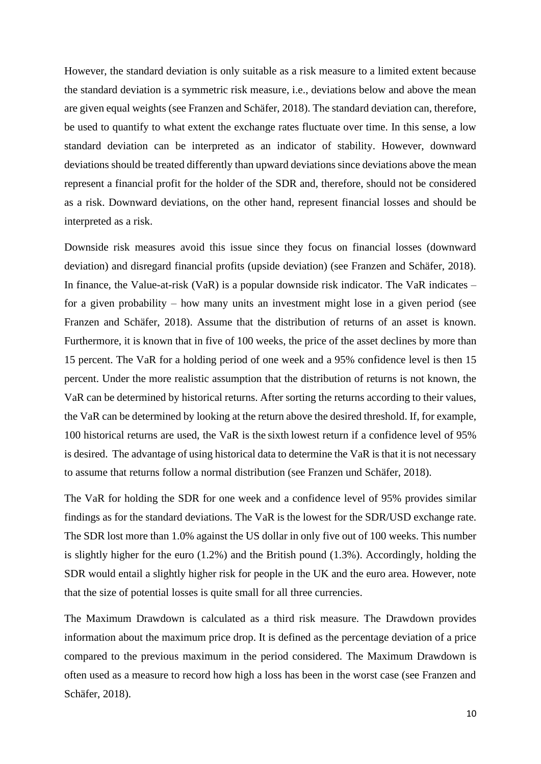However, the standard deviation is only suitable as a risk measure to a limited extent because the standard deviation is a symmetric risk measure, i.e., deviations below and above the mean are given equal weights (see Franzen and Schäfer, 2018). The standard deviation can, therefore, be used to quantify to what extent the exchange rates fluctuate over time. In this sense, a low standard deviation can be interpreted as an indicator of stability. However, downward deviations should be treated differently than upward deviations since deviations above the mean represent a financial profit for the holder of the SDR and, therefore, should not be considered as a risk. Downward deviations, on the other hand, represent financial losses and should be interpreted as a risk.

Downside risk measures avoid this issue since they focus on financial losses (downward deviation) and disregard financial profits (upside deviation) (see Franzen and Schäfer, 2018). In finance, the Value-at-risk (VaR) is a popular downside risk indicator. The VaR indicates – for a given probability – how many units an investment might lose in a given period (see Franzen and Schäfer, 2018). Assume that the distribution of returns of an asset is known. Furthermore, it is known that in five of 100 weeks, the price of the asset declines by more than 15 percent. The VaR for a holding period of one week and a 95% confidence level is then 15 percent. Under the more realistic assumption that the distribution of returns is not known, the VaR can be determined by historical returns. After sorting the returns according to their values, the VaR can be determined by looking at the return above the desired threshold. If, for example, 100 historical returns are used, the VaR is the sixth lowest return if a confidence level of 95% is desired. The advantage of using historical data to determine the VaR is that it is not necessary to assume that returns follow a normal distribution (see Franzen und Schäfer, 2018).

The VaR for holding the SDR for one week and a confidence level of 95% provides similar findings as for the standard deviations. The VaR is the lowest for the SDR/USD exchange rate. The SDR lost more than 1.0% against the US dollar in only five out of 100 weeks. This number is slightly higher for the euro (1.2%) and the British pound (1.3%). Accordingly, holding the SDR would entail a slightly higher risk for people in the UK and the euro area. However, note that the size of potential losses is quite small for all three currencies.

The Maximum Drawdown is calculated as a third risk measure. The Drawdown provides information about the maximum price drop. It is defined as the percentage deviation of a price compared to the previous maximum in the period considered. The Maximum Drawdown is often used as a measure to record how high a loss has been in the worst case (see Franzen and Schäfer, 2018).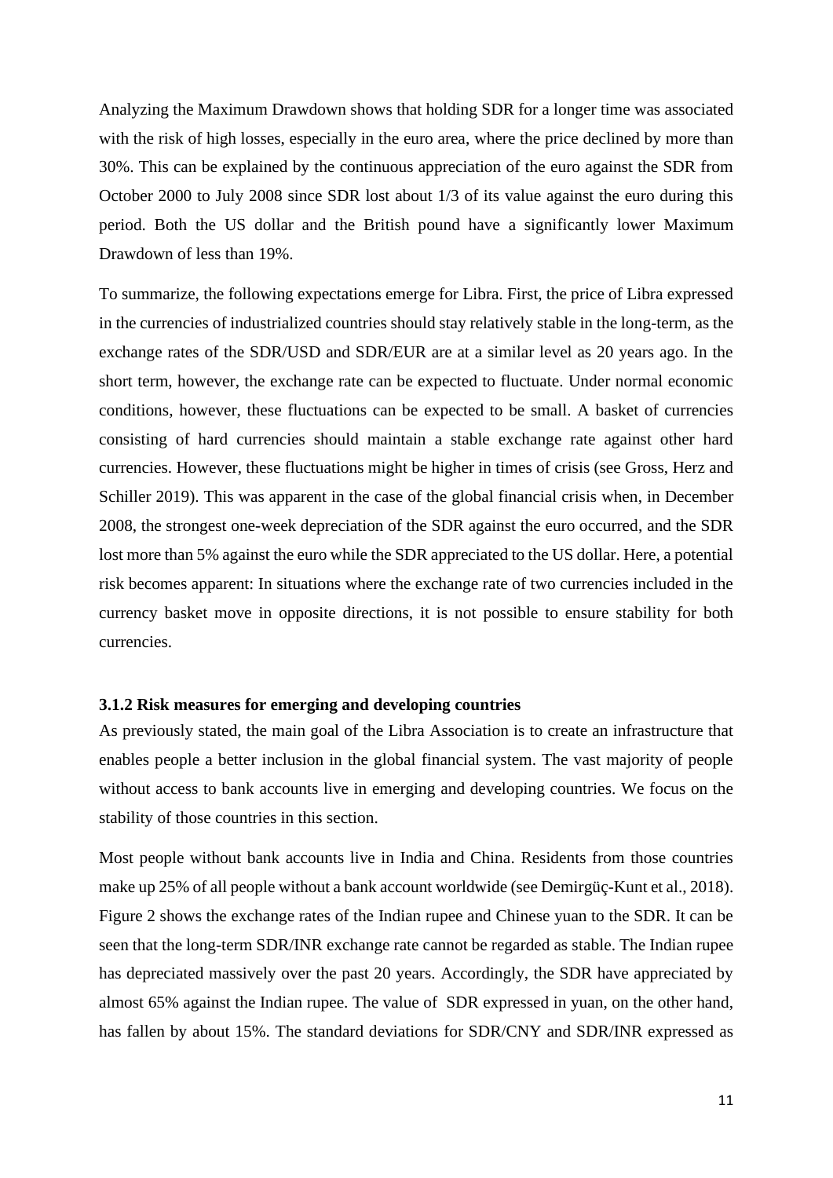Analyzing the Maximum Drawdown shows that holding SDR for a longer time was associated with the risk of high losses, especially in the euro area, where the price declined by more than 30%. This can be explained by the continuous appreciation of the euro against the SDR from October 2000 to July 2008 since SDR lost about 1/3 of its value against the euro during this period. Both the US dollar and the British pound have a significantly lower Maximum Drawdown of less than 19%.

To summarize, the following expectations emerge for Libra. First, the price of Libra expressed in the currencies of industrialized countries should stay relatively stable in the long-term, as the exchange rates of the SDR/USD and SDR/EUR are at a similar level as 20 years ago. In the short term, however, the exchange rate can be expected to fluctuate. Under normal economic conditions, however, these fluctuations can be expected to be small. A basket of currencies consisting of hard currencies should maintain a stable exchange rate against other hard currencies. However, these fluctuations might be higher in times of crisis (see Gross, Herz and Schiller 2019). This was apparent in the case of the global financial crisis when, in December 2008, the strongest one-week depreciation of the SDR against the euro occurred, and the SDR lost more than 5% against the euro while the SDR appreciated to the US dollar. Here, a potential risk becomes apparent: In situations where the exchange rate of two currencies included in the currency basket move in opposite directions, it is not possible to ensure stability for both currencies.

### 3.1.2 Risk measures for emerging and developing countries

As previously stated, the main goal of the Libra Association is to create an infrastructure that enables people a better inclusion in the global financial system. The vast majority of people without access to bank accounts live in emerging and developing countries. We focus on the stability of those countries in this section.

Most people without bank accounts live in India and China. Residents from those countries make up 25% of all people without a bank account worldwide (see Demirgüç-Kunt et al., 2018). Figure 2 shows the exchange rates of the Indian rupee and Chinese yuan to the SDR. It can be seen that the long-term SDR/INR exchange rate cannot be regarded as stable. The Indian rupee has depreciated massively over the past 20 years. Accordingly, the SDR have appreciated by almost 65% against the Indian rupee. The value of SDR expressed in yuan, on the other hand, has fallen by about 15%. The standard deviations for SDR/CNY and SDR/INR expressed as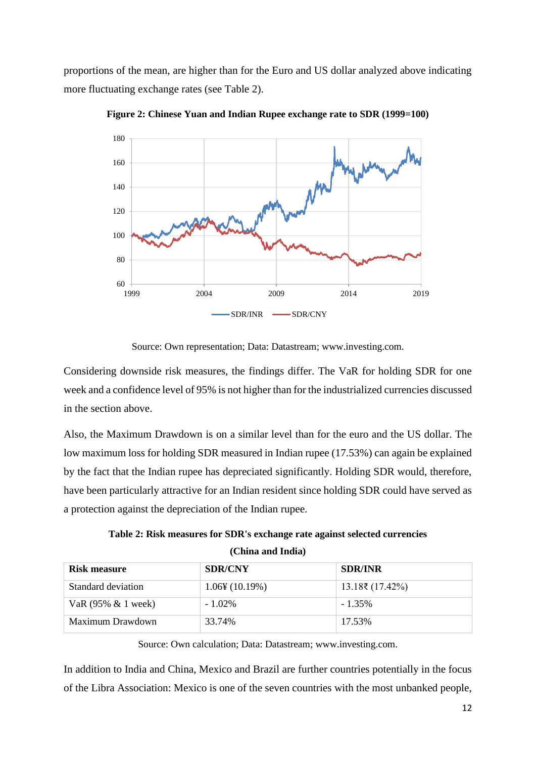proportions of the mean, are higher than for the Euro and US dollar analyzed above indicating more fluctuating exchange rates (see Table 2).

**Figure 2: Chinese Yuan and Indian Rupee exchange rate to SDR (1999=100)**

Source: Own representation; Data: Datastream; www.investing.com.

Considering downside risk measures, the findings differ. The VaR for holding SDR for one week and a confidence level of 95% is not higher than for the industrialized currencies discussed in the section above.

Also, the Maximum Drawdown is on a similar level than for the euro and the US dollar. The low maximum loss for holding SDR measured in Indian rupee (17.53%) can again be explained by the fact that the Indian rupee has depreciated significantly. Holding SDR would, therefore, have been particularly attractive for an Indian resident since holding SDR could have served as a protection against the depreciation of the Indian rupee.

**Table 2: Risk measures for SDR's exchange rate against selected currencies (China and India)**

| Risk measure | SDR/CNY | SDR/INR |
|---|---|---|
| Standard deviation | 1.06¥ (10.19%) | 13.18₹ (17.42%) |
| VaR (95% & 1 week) | - 1.02% | - 1.35% |
| Maximum Drawdown | 33.74% | 17.53% |

Source: Own calculation; Data: Datastream; www.investing.com.

In addition to India and China, Mexico and Brazil are further countries potentially in the focus of the Libra Association: Mexico is one of the seven countries with the most unbanked people,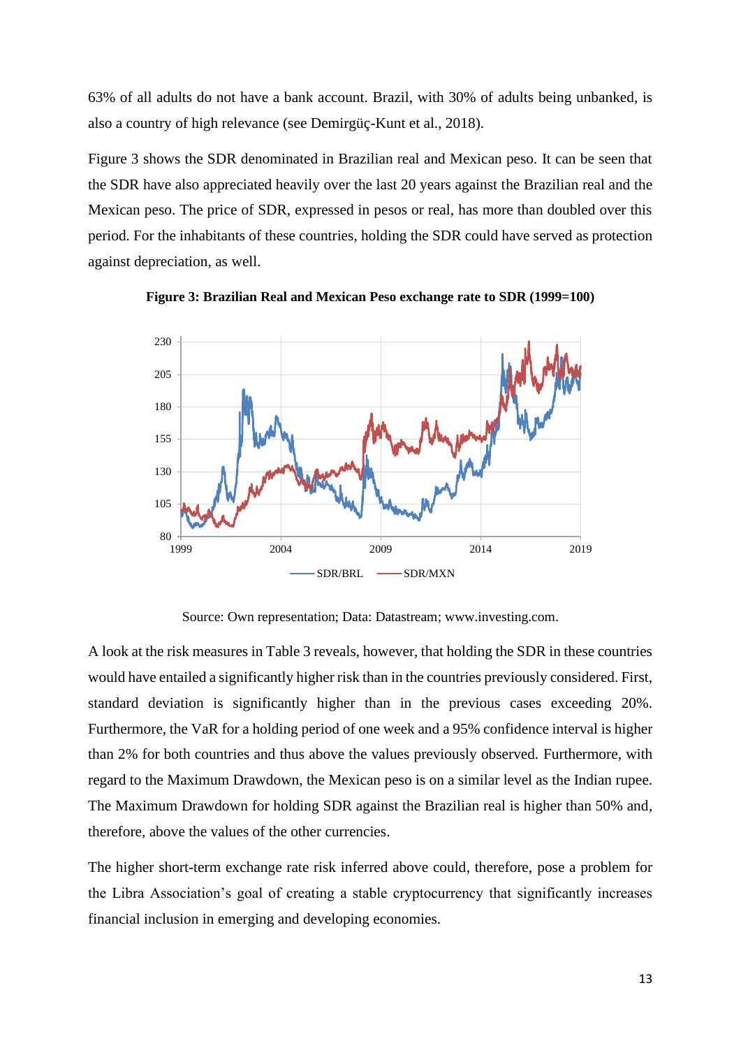63% of all adults do not have a bank account. Brazil, with 30% of adults being unbanked, is also a country of high relevance (see Demirgüç-Kunt et al., 2018).

Figure 3 shows the SDR denominated in Brazilian real and Mexican peso. It can be seen that the SDR have also appreciated heavily over the last 20 years against the Brazilian real and the Mexican peso. The price of SDR, expressed in pesos or real, has more than doubled over this period. For the inhabitants of these countries, holding the SDR could have served as protection against depreciation, as well.

**Figure 3: Brazilian Real and Mexican Peso exchange rate to SDR (1999=100)**

Source: Own representation; Data: Datastream; www.investing.com.

A look at the risk measures in Table 3 reveals, however, that holding the SDR in these countries would have entailed a significantly higher risk than in the countries previously considered. First, standard deviation is significantly higher than in the previous cases exceeding 20%. Furthermore, the VaR for a holding period of one week and a 95% confidence interval is higher than 2% for both countries and thus above the values previously observed. Furthermore, with regard to the Maximum Drawdown, the Mexican peso is on a similar level as the Indian rupee. The Maximum Drawdown for holding SDR against the Brazilian real is higher than 50% and, therefore, above the values of the other currencies.

The higher short-term exchange rate risk inferred above could, therefore, pose a problem for the Libra Association's goal of creating a stable cryptocurrency that significantly increases financial inclusion in emerging and developing economies.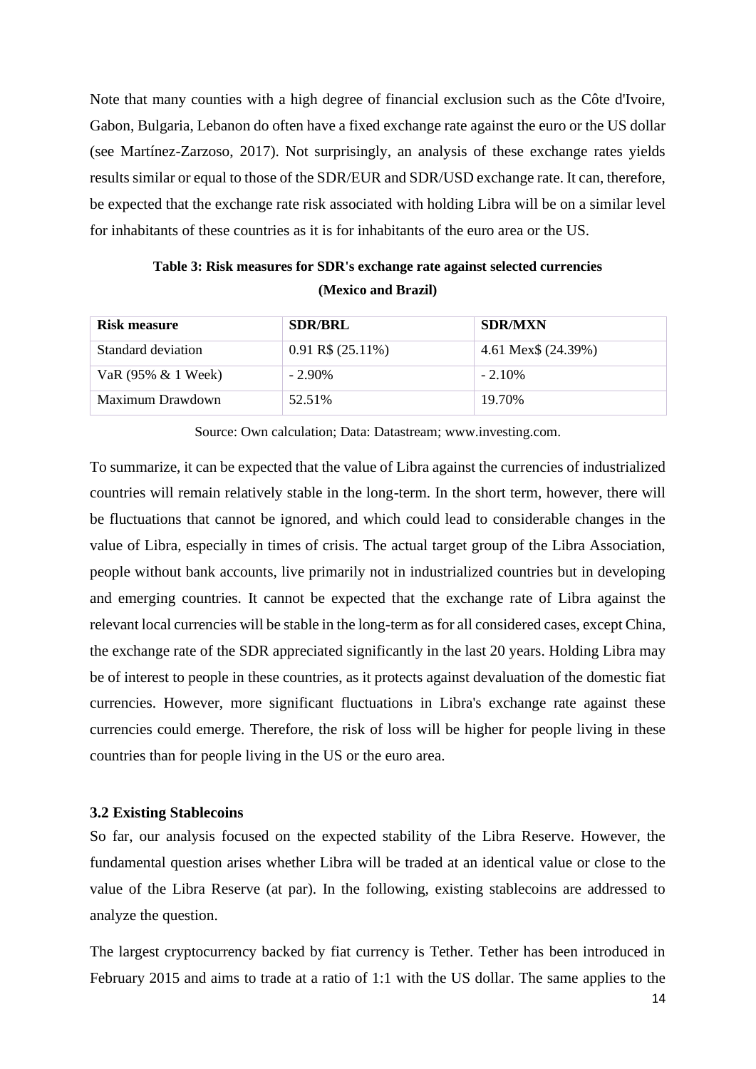Note that many counties with a high degree of financial exclusion such as the Côte d'Ivoire, Gabon, Bulgaria, Lebanon do often have a fixed exchange rate against the euro or the US dollar (see Martínez-Zarzoso, 2017). Not surprisingly, an analysis of these exchange rates yields results similar or equal to those of the SDR/EUR and SDR/USD exchange rate. It can, therefore, be expected that the exchange rate risk associated with holding Libra will be on a similar level for inhabitants of these countries as it is for inhabitants of the euro area or the US.

**Table 3: Risk measures for SDR's exchange rate against selected currencies (Mexico and Brazil)**

| Risk measure | SDR/BRL | SDR/MXN |
|---|---|---|
| Standard deviation | 0.91 R$ (25.11%) | 4.61 Mex$ (24.39%) |
| VaR (95% & 1 Week) | - 2.90% | - 2.10% |
| Maximum Drawdown | 52.51% | 19.70% |

Source: Own calculation; Data: Datastream; www.investing.com.

To summarize, it can be expected that the value of Libra against the currencies of industrialized countries will remain relatively stable in the long-term. In the short term, however, there will be fluctuations that cannot be ignored, and which could lead to considerable changes in the value of Libra, especially in times of crisis. The actual target group of the Libra Association, people without bank accounts, live primarily not in industrialized countries but in developing and emerging countries. It cannot be expected that the exchange rate of Libra against the relevant local currencies will be stable in the long-term as for all considered cases, except China, the exchange rate of the SDR appreciated significantly in the last 20 years. Holding Libra may be of interest to people in these countries, as it protects against devaluation of the domestic fiat currencies. However, more significant fluctuations in Libra's exchange rate against these currencies could emerge. Therefore, the risk of loss will be higher for people living in these countries than for people living in the US or the euro area.

### 3.2 Existing Stablecoins

So far, our analysis focused on the expected stability of the Libra Reserve. However, the fundamental question arises whether Libra will be traded at an identical value or close to the value of the Libra Reserve (at par). In the following, existing stablecoins are addressed to analyze the question.

The largest cryptocurrency backed by fiat currency is Tether. Tether has been introduced in February 2015 and aims to trade at a ratio of 1:1 with the US dollar. The same applies to the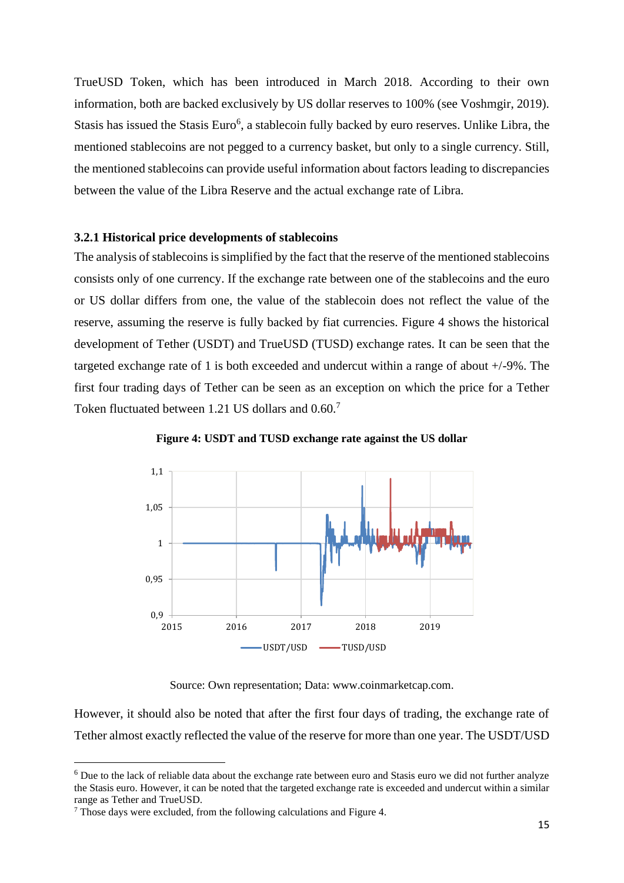TrueUSD Token, which has been introduced in March 2018. According to their own information, both are backed exclusively by US dollar reserves to 100% (see Voshmgir, 2019). Stasis has issued the Stasis Euro[6], a stablecoin fully backed by euro reserves. Unlike Libra, the mentioned stablecoins are not pegged to a currency basket, but only to a single currency. Still, the mentioned stablecoins can provide useful information about factors leading to discrepancies between the value of the Libra Reserve and the actual exchange rate of Libra.

### 3.2.1 Historical price developments of stablecoins

The analysis of stablecoins is simplified by the fact that the reserve of the mentioned stablecoins consists only of one currency. If the exchange rate between one of the stablecoins and the euro or US dollar differs from one, the value of the stablecoin does not reflect the value of the reserve, assuming the reserve is fully backed by fiat currencies. Figure 4 shows the historical development of Tether (USDT) and TrueUSD (TUSD) exchange rates. It can be seen that the targeted exchange rate of 1 is both exceeded and undercut within a range of about +/-9%. The first four trading days of Tether can be seen as an exception on which the price for a Tether Token fluctuated between 1.21 US dollars and 0.60.[7]

**Figure 4: USDT and TUSD exchange rate against the US dollar**

Source: Own representation; Data: www.coinmarketcap.com.

However, it should also be noted that after the first four days of trading, the exchange rate of Tether almost exactly reflected the value of the reserve for more than one year. The USDT/USD

---

[6] Due to the lack of reliable data about the exchange rate between euro and Stasis euro we did not further analyze the Stasis euro. However, it can be noted that the targeted exchange rate is exceeded and undercut within a similar range as Tether and TrueUSD.

[7] Those days were excluded, from the following calculations and Figure 4.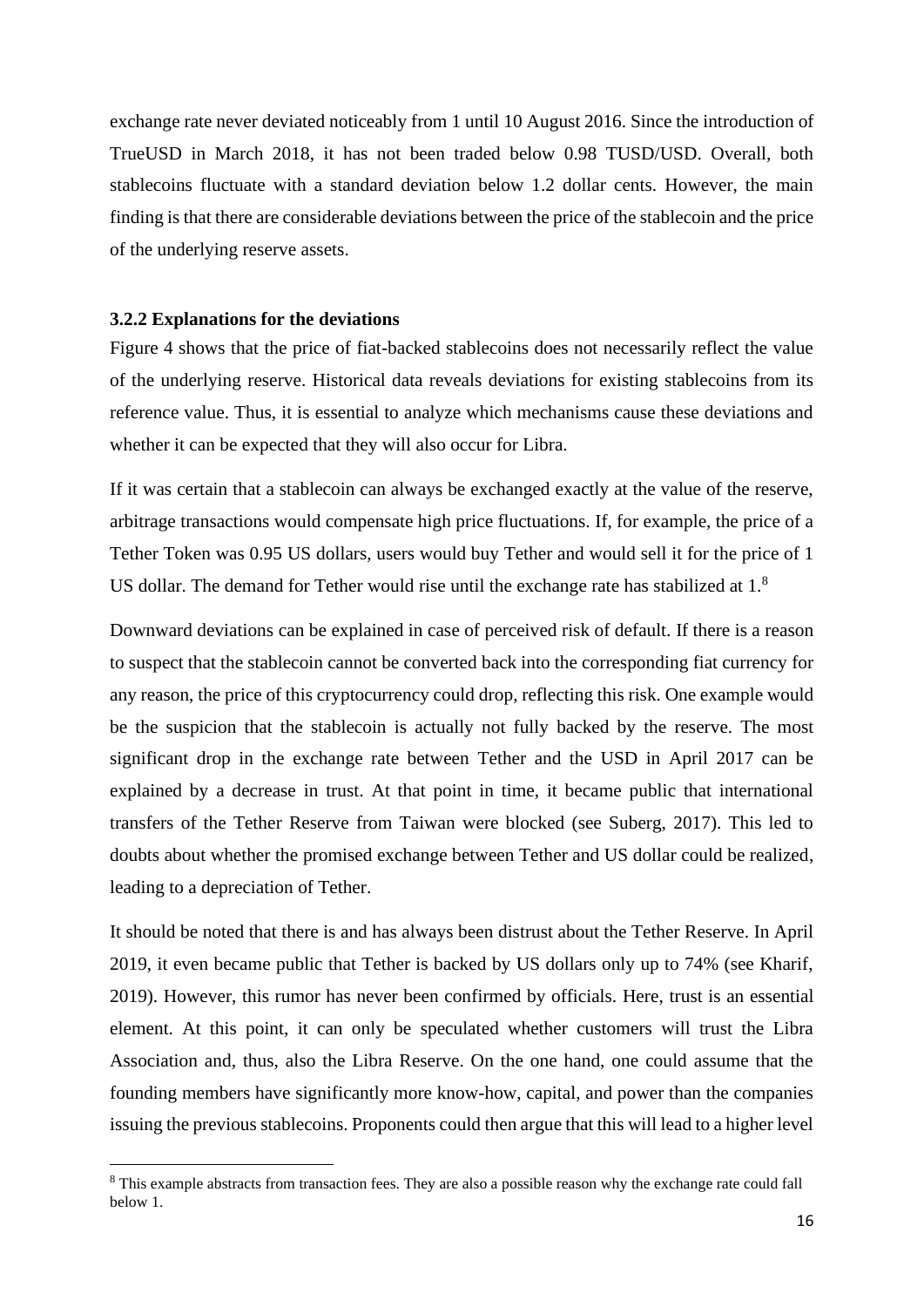exchange rate never deviated noticeably from 1 until 10 August 2016. Since the introduction of TrueUSD in March 2018, it has not been traded below 0.98 TUSD/USD. Overall, both stablecoins fluctuate with a standard deviation below 1.2 dollar cents. However, the main finding is that there are considerable deviations between the price of the stablecoin and the price of the underlying reserve assets.

### 3.2.2 Explanations for the deviations

Figure 4 shows that the price of fiat-backed stablecoins does not necessarily reflect the value of the underlying reserve. Historical data reveals deviations for existing stablecoins from its reference value. Thus, it is essential to analyze which mechanisms cause these deviations and whether it can be expected that they will also occur for Libra.

If it was certain that a stablecoin can always be exchanged exactly at the value of the reserve, arbitrage transactions would compensate high price fluctuations. If, for example, the price of a Tether Token was 0.95 US dollars, users would buy Tether and would sell it for the price of 1 US dollar. The demand for Tether would rise until the exchange rate has stabilized at 1.[8]

Downward deviations can be explained in case of perceived risk of default. If there is a reason to suspect that the stablecoin cannot be converted back into the corresponding fiat currency for any reason, the price of this cryptocurrency could drop, reflecting this risk. One example would be the suspicion that the stablecoin is actually not fully backed by the reserve. The most significant drop in the exchange rate between Tether and the USD in April 2017 can be explained by a decrease in trust. At that point in time, it became public that international transfers of the Tether Reserve from Taiwan were blocked (see Suberg, 2017). This led to doubts about whether the promised exchange between Tether and US dollar could be realized, leading to a depreciation of Tether.

It should be noted that there is and has always been distrust about the Tether Reserve. In April 2019, it even became public that Tether is backed by US dollars only up to 74% (see Kharif, 2019). However, this rumor has never been confirmed by officials. Here, trust is an essential element. At this point, it can only be speculated whether customers will trust the Libra Association and, thus, also the Libra Reserve. On the one hand, one could assume that the founding members have significantly more know-how, capital, and power than the companies issuing the previous stablecoins. Proponents could then argue that this will lead to a higher level

[8] This example abstracts from transaction fees. They are also a possible reason why the exchange rate could fall below 1.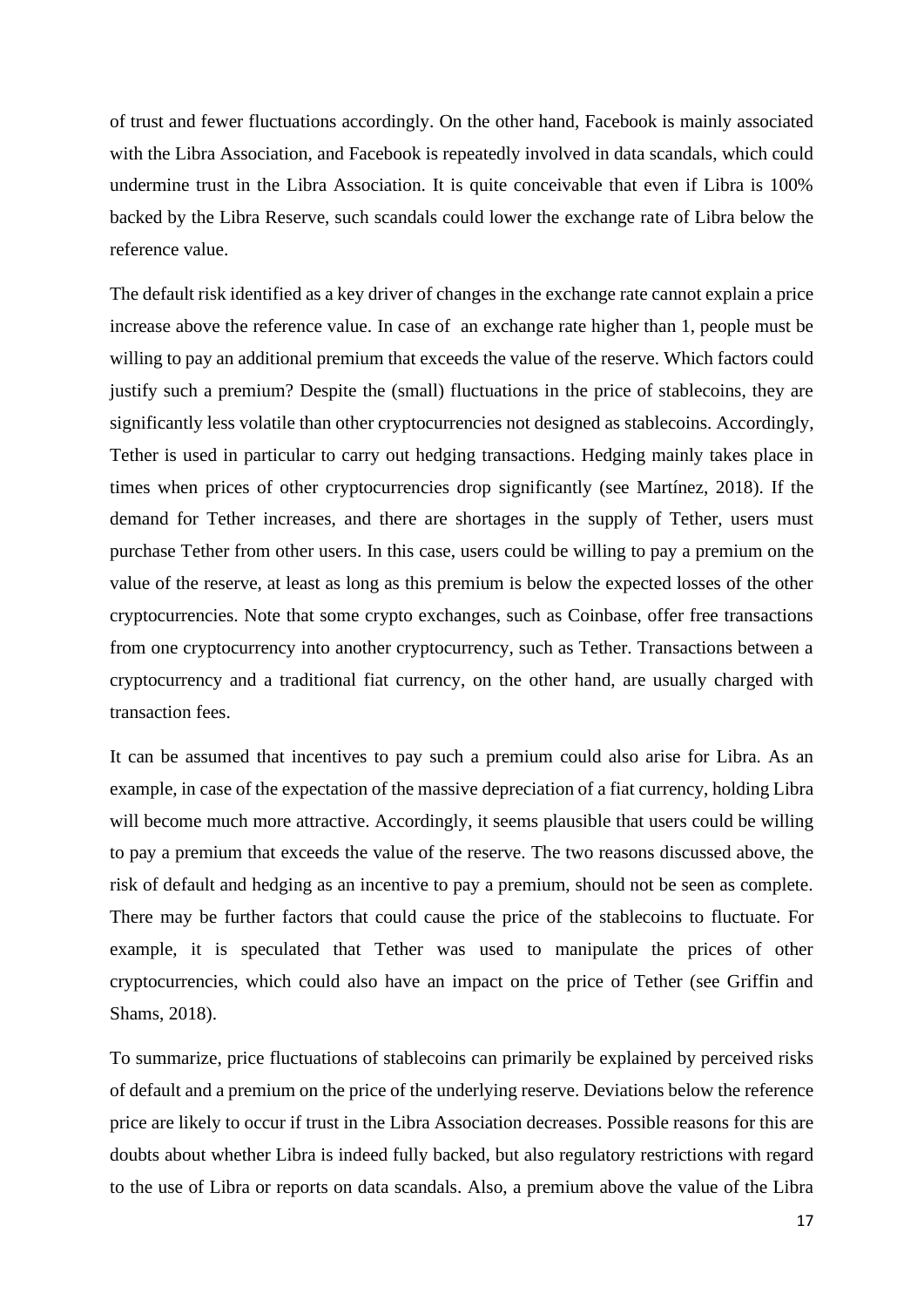of trust and fewer fluctuations accordingly. On the other hand, Facebook is mainly associated with the Libra Association, and Facebook is repeatedly involved in data scandals, which could undermine trust in the Libra Association. It is quite conceivable that even if Libra is 100% backed by the Libra Reserve, such scandals could lower the exchange rate of Libra below the reference value.

The default risk identified as a key driver of changes in the exchange rate cannot explain a price increase above the reference value. In case of an exchange rate higher than 1, people must be willing to pay an additional premium that exceeds the value of the reserve. Which factors could justify such a premium? Despite the (small) fluctuations in the price of stablecoins, they are significantly less volatile than other cryptocurrencies not designed as stablecoins. Accordingly, Tether is used in particular to carry out hedging transactions. Hedging mainly takes place in times when prices of other cryptocurrencies drop significantly (see Martínez, 2018). If the demand for Tether increases, and there are shortages in the supply of Tether, users must purchase Tether from other users. In this case, users could be willing to pay a premium on the value of the reserve, at least as long as this premium is below the expected losses of the other cryptocurrencies. Note that some crypto exchanges, such as Coinbase, offer free transactions from one cryptocurrency into another cryptocurrency, such as Tether. Transactions between a cryptocurrency and a traditional fiat currency, on the other hand, are usually charged with transaction fees.

It can be assumed that incentives to pay such a premium could also arise for Libra. As an example, in case of the expectation of the massive depreciation of a fiat currency, holding Libra will become much more attractive. Accordingly, it seems plausible that users could be willing to pay a premium that exceeds the value of the reserve. The two reasons discussed above, the risk of default and hedging as an incentive to pay a premium, should not be seen as complete. There may be further factors that could cause the price of the stablecoins to fluctuate. For example, it is speculated that Tether was used to manipulate the prices of other cryptocurrencies, which could also have an impact on the price of Tether (see Griffin and Shams, 2018).

To summarize, price fluctuations of stablecoins can primarily be explained by perceived risks of default and a premium on the price of the underlying reserve. Deviations below the reference price are likely to occur if trust in the Libra Association decreases. Possible reasons for this are doubts about whether Libra is indeed fully backed, but also regulatory restrictions with regard to the use of Libra or reports on data scandals. Also, a premium above the value of the Libra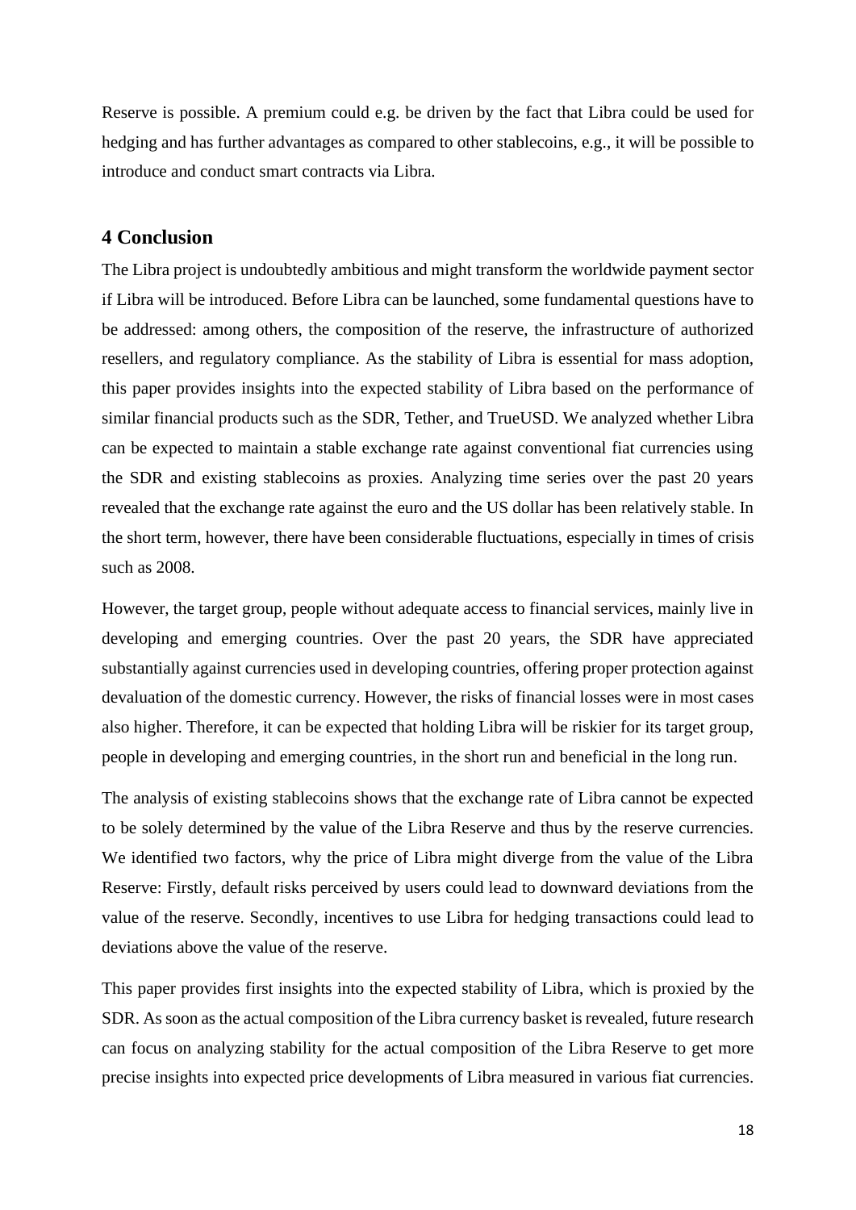Reserve is possible. A premium could e.g. be driven by the fact that Libra could be used for hedging and has further advantages as compared to other stablecoins, e.g., it will be possible to introduce and conduct smart contracts via Libra.

## 4 Conclusion

The Libra project is undoubtedly ambitious and might transform the worldwide payment sector if Libra will be introduced. Before Libra can be launched, some fundamental questions have to be addressed: among others, the composition of the reserve, the infrastructure of authorized resellers, and regulatory compliance. As the stability of Libra is essential for mass adoption, this paper provides insights into the expected stability of Libra based on the performance of similar financial products such as the SDR, Tether, and TrueUSD. We analyzed whether Libra can be expected to maintain a stable exchange rate against conventional fiat currencies using the SDR and existing stablecoins as proxies. Analyzing time series over the past 20 years revealed that the exchange rate against the euro and the US dollar has been relatively stable. In the short term, however, there have been considerable fluctuations, especially in times of crisis such as 2008.

However, the target group, people without adequate access to financial services, mainly live in developing and emerging countries. Over the past 20 years, the SDR have appreciated substantially against currencies used in developing countries, offering proper protection against devaluation of the domestic currency. However, the risks of financial losses were in most cases also higher. Therefore, it can be expected that holding Libra will be riskier for its target group, people in developing and emerging countries, in the short run and beneficial in the long run.

The analysis of existing stablecoins shows that the exchange rate of Libra cannot be expected to be solely determined by the value of the Libra Reserve and thus by the reserve currencies. We identified two factors, why the price of Libra might diverge from the value of the Libra Reserve: Firstly, default risks perceived by users could lead to downward deviations from the value of the reserve. Secondly, incentives to use Libra for hedging transactions could lead to deviations above the value of the reserve.

This paper provides first insights into the expected stability of Libra, which is proxied by the SDR. As soon as the actual composition of the Libra currency basket is revealed, future research can focus on analyzing stability for the actual composition of the Libra Reserve to get more precise insights into expected price developments of Libra measured in various fiat currencies.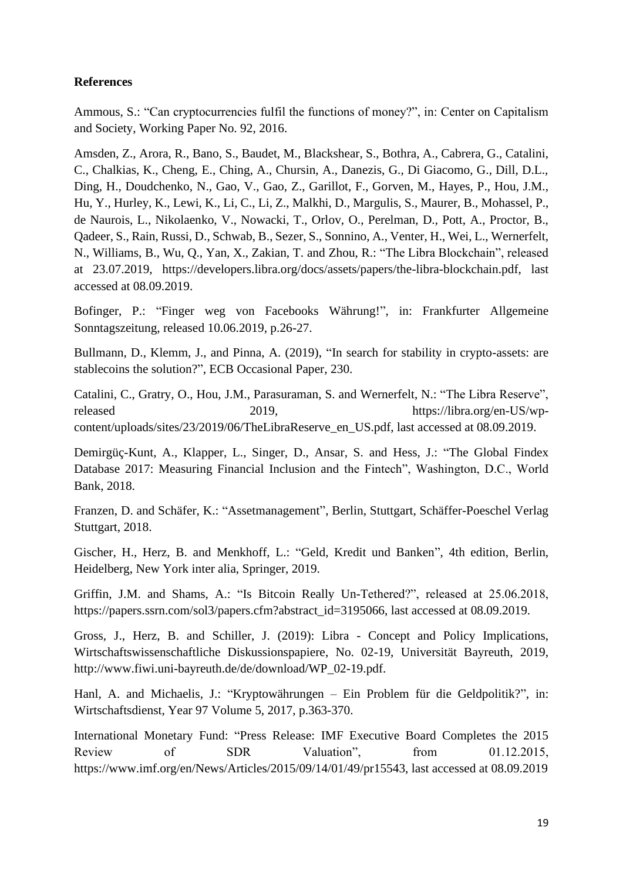**References**

Ammous, S.: "Can cryptocurrencies fulfil the functions of money?", in: Center on Capitalism and Society, Working Paper No. 92, 2016.

Amsden, Z., Arora, R., Bano, S., Baudet, M., Blackshear, S., Bothra, A., Cabrera, G., Catalini, C., Chalkias, K., Cheng, E., Ching, A., Chursin, A., Danezis, G., Di Giacomo, G., Dill, D.L., Ding, H., Doudchenko, N., Gao, V., Gao, Z., Garillot, F., Gorven, M., Hayes, P., Hou, J.M., Hu, Y., Hurley, K., Lewi, K., Li, C., Li, Z., Malkhi, D., Margulis, S., Maurer, B., Mohassel, P., de Naurois, L., Nikolaenko, V., Nowacki, T., Orlov, O., Perelman, D., Pott, A., Proctor, B., Qadeer, S., Rain, Russi, D., Schwab, B., Sezer, S., Sonnino, A., Venter, H., Wei, L., Wernerfelt, N., Williams, B., Wu, Q., Yan, X., Zakian, T. and Zhou, R.: "The Libra Blockchain", released at 23.07.2019, https://developers.libra.org/docs/assets/papers/the-libra-blockchain.pdf, last accessed at 08.09.2019.

Bofinger, P.: "Finger weg von Facebooks Währung!", in: Frankfurter Allgemeine Sonntagszeitung, released 10.06.2019, p.26-27.

Bullmann, D., Klemm, J., and Pinna, A. (2019), "In search for stability in crypto-assets: are stablecoins the solution?", ECB Occasional Paper, 230.

Catalini, C., Gratry, O., Hou, J.M., Parasuraman, S. and Wernerfelt, N.: "The Libra Reserve", released 2019, https://libra.org/en-US/wp-content/uploads/sites/23/2019/06/TheLibraReserve_en_US.pdf, last accessed at 08.09.2019.

Demirgüç-Kunt, A., Klapper, L., Singer, D., Ansar, S. and Hess, J.: "The Global Findex Database 2017: Measuring Financial Inclusion and the Fintech", Washington, D.C., World Bank, 2018.

Franzen, D. and Schäfer, K.: "Assetmanagement", Berlin, Stuttgart, Schäffer-Poeschel Verlag Stuttgart, 2018.

Gischer, H., Herz, B. and Menkhoff, L.: "Geld, Kredit und Banken", 4th edition, Berlin, Heidelberg, New York inter alia, Springer, 2019.

Griffin, J.M. and Shams, A.: "Is Bitcoin Really Un-Tethered?", released at 25.06.2018, https://papers.ssrn.com/sol3/papers.cfm?abstract_id=3195066, last accessed at 08.09.2019.

Gross, J., Herz, B. and Schiller, J. (2019): Libra - Concept and Policy Implications, Wirtschaftswissenschaftliche Diskussionspapiere, No. 02-19, Universität Bayreuth, 2019, http://www.fiwi.uni-bayreuth.de/de/download/WP_02-19.pdf.

Hanl, A. and Michaelis, J.: "Kryptowährungen – Ein Problem für die Geldpolitik?", in: Wirtschaftsdienst, Year 97 Volume 5, 2017, p.363-370.

International Monetary Fund: "Press Release: IMF Executive Board Completes the 2015 Review of SDR Valuation", from 01.12.2015, https://www.imf.org/en/News/Articles/2015/09/14/01/49/pr15543, last accessed at 08.09.2019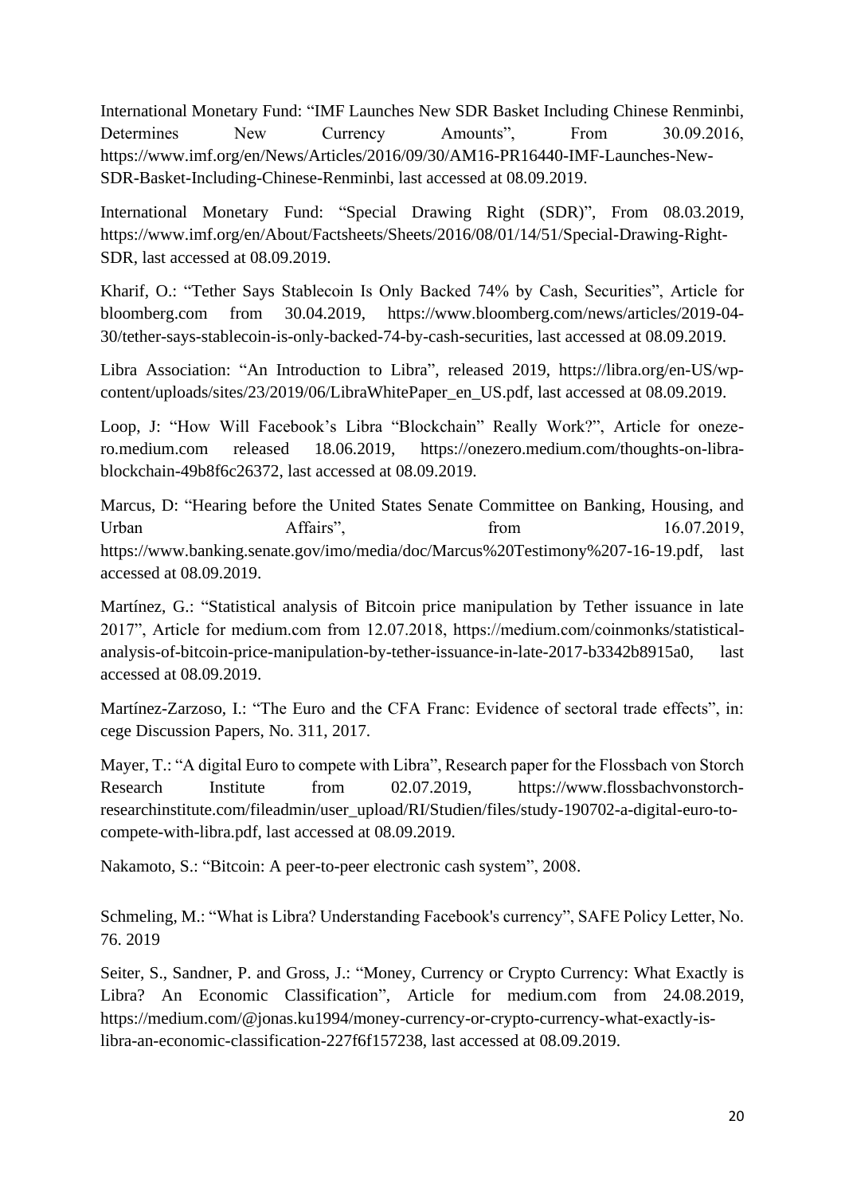International Monetary Fund: “IMF Launches New SDR Basket Including Chinese Renminbi, Determines New Currency Amounts”, From 30.09.2016, https://www.imf.org/en/News/Articles/2016/09/30/AM16-PR16440-IMF-Launches-New-SDR-Basket-Including-Chinese-Renminbi, last accessed at 08.09.2019.

International Monetary Fund: “Special Drawing Right (SDR)”, From 08.03.2019, https://www.imf.org/en/About/Factsheets/Sheets/2016/08/01/14/51/Special-Drawing-Right-SDR, last accessed at 08.09.2019.

Kharif, O.: “Tether Says Stablecoin Is Only Backed 74% by Cash, Securities”, Article for bloomberg.com from 30.04.2019, https://www.bloomberg.com/news/articles/2019-04-30/tether-says-stablecoin-is-only-backed-74-by-cash-securities, last accessed at 08.09.2019.

Libra Association: “An Introduction to Libra”, released 2019, https://libra.org/en-US/wp-content/uploads/sites/23/2019/06/LibraWhitePaper_en_US.pdf, last accessed at 08.09.2019.

Loop, J: “How Will Facebook’s Libra “Blockchain” Really Work?”, Article for onezero.medium.com released 18.06.2019, https://onezero.medium.com/thoughts-on-libra-blockchain-49b8f6c26372, last accessed at 08.09.2019.

Marcus, D: “Hearing before the United States Senate Committee on Banking, Housing, and Urban Affairs”, from 16.07.2019, https://www.banking.senate.gov/imo/media/doc/Marcus%20Testimony%207-16-19.pdf, last accessed at 08.09.2019.

Martínez, G.: “Statistical analysis of Bitcoin price manipulation by Tether issuance in late 2017”, Article for medium.com from 12.07.2018, https://medium.com/coinmonks/statistical-analysis-of-bitcoin-price-manipulation-by-tether-issuance-in-late-2017-b3342b8915a0, last accessed at 08.09.2019.

Martínez-Zarzoso, I.: “The Euro and the CFA Franc: Evidence of sectoral trade effects”, in: cege Discussion Papers, No. 311, 2017.

Mayer, T.: “A digital Euro to compete with Libra”, Research paper for the Flossbach von Storch Research Institute from 02.07.2019, https://www.flossbachvonstorch-researchinstitute.com/fileadmin/user_upload/RI/Studien/files/study-190702-a-digital-euro-to-compete-with-libra.pdf, last accessed at 08.09.2019.

Nakamoto, S.: “Bitcoin: A peer-to-peer electronic cash system”, 2008.

Schmeling, M.: “What is Libra? Understanding Facebook's currency”, SAFE Policy Letter, No. 76. 2019

Seiter, S., Sandner, P. and Gross, J.: “Money, Currency or Crypto Currency: What Exactly is Libra? An Economic Classification”, Article for medium.com from 24.08.2019, https://medium.com/@jonas.ku1994/money-or-currency-or-crypto-currency-what-exactly-is-libra-an-economic-classification-227f6f157238, last accessed at 08.09.2019.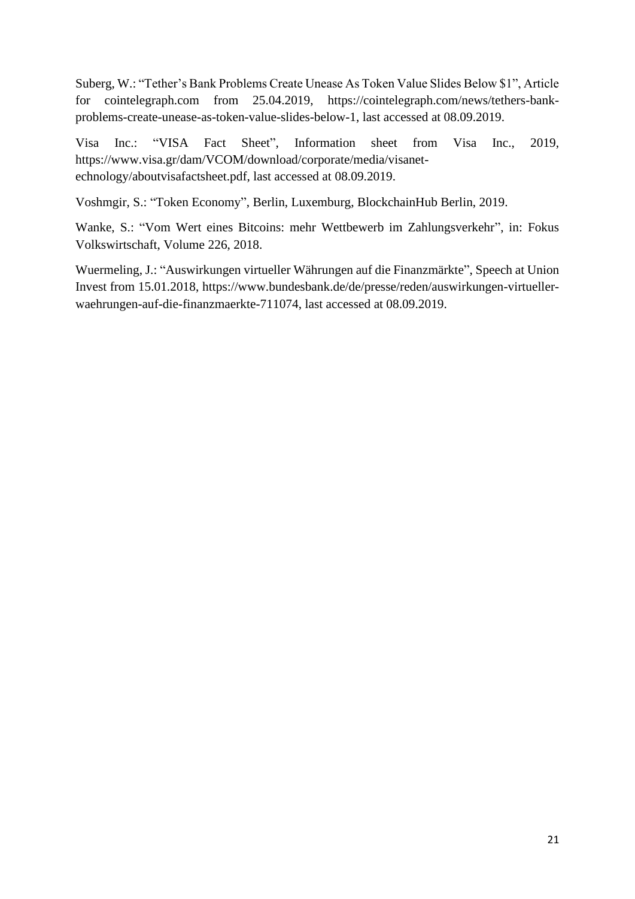Suberg, W.: "Tether's Bank Problems Create Unease As Token Value Slides Below $1", Article for cointelegraph.com from 25.04.2019, https://cointelegraph.com/news/tethers-bank-problems-create-unease-as-token-value-slides-below-1, last accessed at 08.09.2019.

Visa Inc.: "VISA Fact Sheet", Information sheet from Visa Inc., 2019, https://www.visa.gr/dam/VCOM/download/corporate/media/visanet-echnology/aboutvisafactsheet.pdf, last accessed at 08.09.2019.

Voshmgir, S.: "Token Economy", Berlin, Luxemburg, BlockchainHub Berlin, 2019.

Wanke, S.: "Vom Wert eines Bitcoins: mehr Wettbewerb im Zahlungsverkehr", in: Fokus Volkswirtschaft, Volume 226, 2018.

Wuermeling, J.: "Auswirkungen virtueller Währungen auf die Finanzmärkte", Speech at Union Invest from 15.01.2018, https://www.bundesbank.de/de/presse/reden/auswirkungen-virtueller-waehrungen-auf-die-finanzmaerkte-711074, last accessed at 08.09.2019.